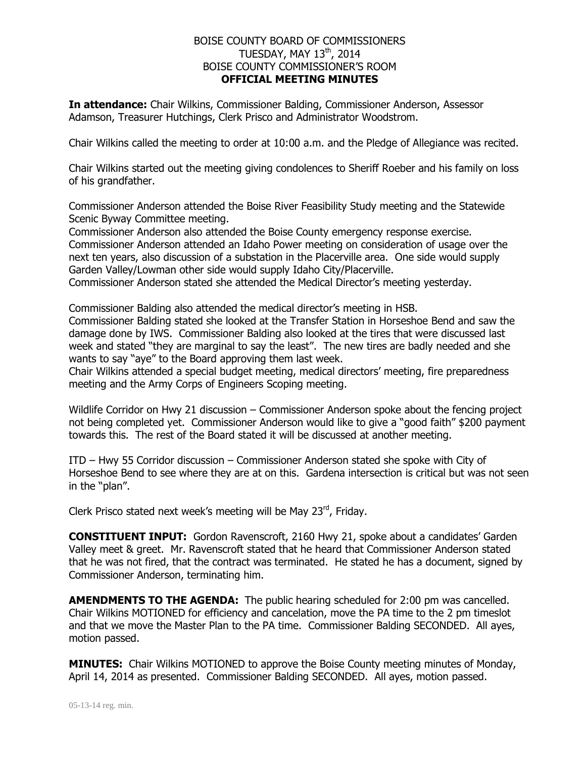BOISE COUNTY BOARD OF COMMISSIONERS
TUESDAY, MAY 13th, 2014
BOISE COUNTY COMMISSIONER'S ROOM
**OFFICIAL MEETING MINUTES**

**In attendance:** Chair Wilkins, Commissioner Balding, Commissioner Anderson, Assessor Adamson, Treasurer Hutchings, Clerk Prisco and Administrator Woodstrom.

Chair Wilkins called the meeting to order at 10:00 a.m. and the Pledge of Allegiance was recited.

Chair Wilkins started out the meeting giving condolences to Sheriff Roeber and his family on loss of his grandfather.

Commissioner Anderson attended the Boise River Feasibility Study meeting and the Statewide Scenic Byway Committee meeting.
Commissioner Anderson also attended the Boise County emergency response exercise.
Commissioner Anderson attended an Idaho Power meeting on consideration of usage over the next ten years, also discussion of a substation in the Placerville area. One side would supply Garden Valley/Lowman other side would supply Idaho City/Placerville.
Commissioner Anderson stated she attended the Medical Director's meeting yesterday.

Commissioner Balding also attended the medical director's meeting in HSB.
Commissioner Balding stated she looked at the Transfer Station in Horseshoe Bend and saw the damage done by IWS. Commissioner Balding also looked at the tires that were discussed last week and stated "they are marginal to say the least". The new tires are badly needed and she wants to say "aye" to the Board approving them last week.
Chair Wilkins attended a special budget meeting, medical directors' meeting, fire preparedness meeting and the Army Corps of Engineers Scoping meeting.

Wildlife Corridor on Hwy 21 discussion – Commissioner Anderson spoke about the fencing project not being completed yet. Commissioner Anderson would like to give a "good faith" $200 payment towards this. The rest of the Board stated it will be discussed at another meeting.

ITD – Hwy 55 Corridor discussion – Commissioner Anderson stated she spoke with City of Horseshoe Bend to see where they are at on this. Gardena intersection is critical but was not seen in the "plan".

Clerk Prisco stated next week's meeting will be May 23rd, Friday.

**CONSTITUENT INPUT:** Gordon Ravenscroft, 2160 Hwy 21, spoke about a candidates' Garden Valley meet & greet. Mr. Ravenscroft stated that he heard that Commissioner Anderson stated that he was not fired, that the contract was terminated. He stated he has a document, signed by Commissioner Anderson, terminating him.

**AMENDMENTS TO THE AGENDA:** The public hearing scheduled for 2:00 pm was cancelled. Chair Wilkins MOTIONED for efficiency and cancelation, move the PA time to the 2 pm timeslot and that we move the Master Plan to the PA time. Commissioner Balding SECONDED. All ayes, motion passed.

**MINUTES:** Chair Wilkins MOTIONED to approve the Boise County meeting minutes of Monday, April 14, 2014 as presented. Commissioner Balding SECONDED. All ayes, motion passed.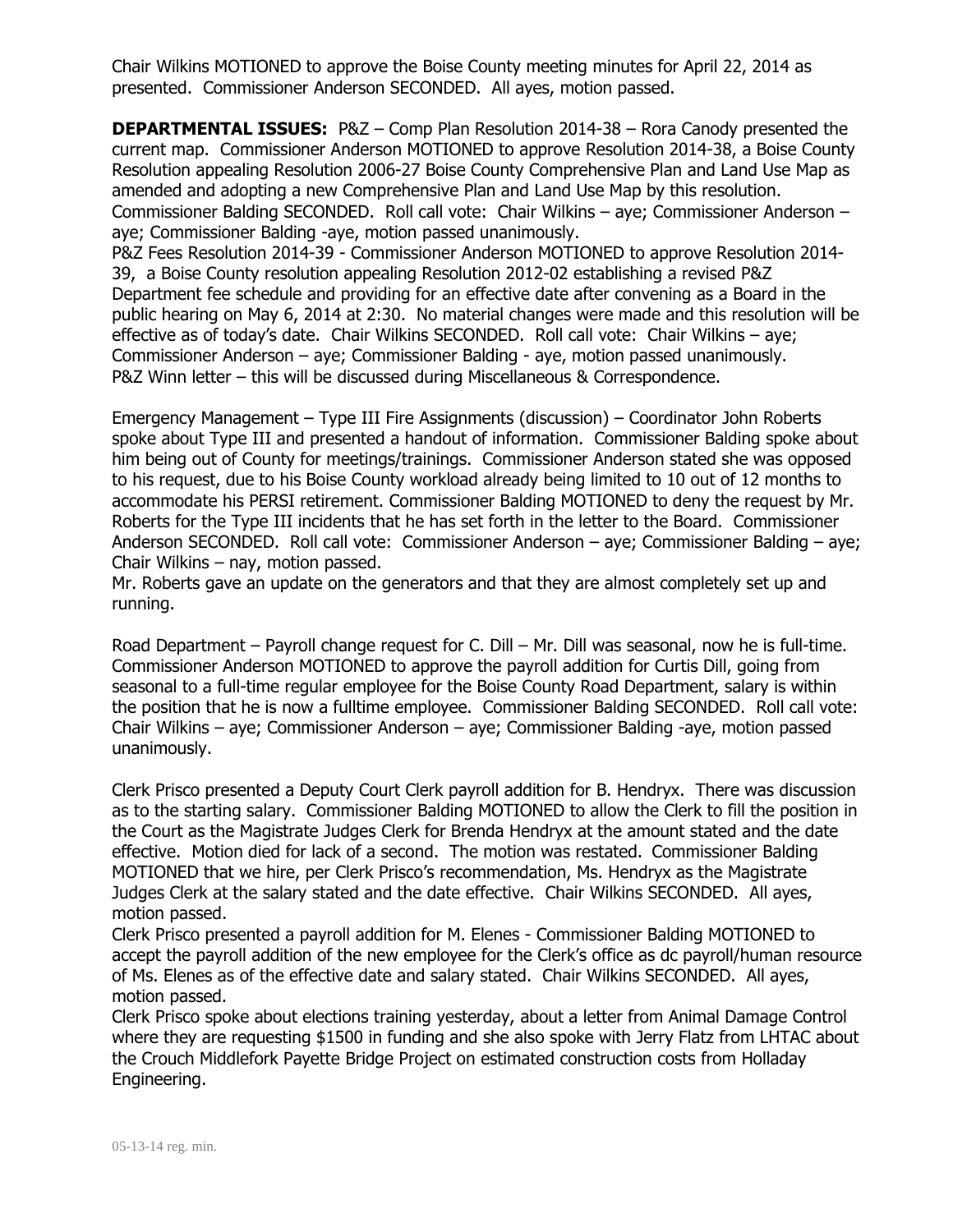Chair Wilkins MOTIONED to approve the Boise County meeting minutes for April 22, 2014 as presented. Commissioner Anderson SECONDED. All ayes, motion passed.

**DEPARTMENTAL ISSUES:** P&Z – Comp Plan Resolution 2014-38 – Rora Canody presented the current map. Commissioner Anderson MOTIONED to approve Resolution 2014-38, a Boise County Resolution appealing Resolution 2006-27 Boise County Comprehensive Plan and Land Use Map as amended and adopting a new Comprehensive Plan and Land Use Map by this resolution. Commissioner Balding SECONDED. Roll call vote: Chair Wilkins – aye; Commissioner Anderson – aye; Commissioner Balding -aye, motion passed unanimously.

P&Z Fees Resolution 2014-39 - Commissioner Anderson MOTIONED to approve Resolution 2014-39, a Boise County resolution appealing Resolution 2012-02 establishing a revised P&Z Department fee schedule and providing for an effective date after convening as a Board in the public hearing on May 6, 2014 at 2:30. No material changes were made and this resolution will be effective as of today's date. Chair Wilkins SECONDED. Roll call vote: Chair Wilkins – aye; Commissioner Anderson – aye; Commissioner Balding - aye, motion passed unanimously.

P&Z Winn letter – this will be discussed during Miscellaneous & Correspondence.

Emergency Management – Type III Fire Assignments (discussion) – Coordinator John Roberts spoke about Type III and presented a handout of information. Commissioner Balding spoke about him being out of County for meetings/trainings. Commissioner Anderson stated she was opposed to his request, due to his Boise County workload already being limited to 10 out of 12 months to accommodate his PERSI retirement. Commissioner Balding MOTIONED to deny the request by Mr. Roberts for the Type III incidents that he has set forth in the letter to the Board. Commissioner Anderson SECONDED. Roll call vote: Commissioner Anderson – aye; Commissioner Balding – aye; Chair Wilkins – nay, motion passed.

Mr. Roberts gave an update on the generators and that they are almost completely set up and running.

Road Department – Payroll change request for C. Dill – Mr. Dill was seasonal, now he is full-time. Commissioner Anderson MOTIONED to approve the payroll addition for Curtis Dill, going from seasonal to a full-time regular employee for the Boise County Road Department, salary is within the position that he is now a fulltime employee. Commissioner Balding SECONDED. Roll call vote: Chair Wilkins – aye; Commissioner Anderson – aye; Commissioner Balding -aye, motion passed unanimously.

Clerk Prisco presented a Deputy Court Clerk payroll addition for B. Hendryx. There was discussion as to the starting salary. Commissioner Balding MOTIONED to allow the Clerk to fill the position in the Court as the Magistrate Judges Clerk for Brenda Hendryx at the amount stated and the date effective. Motion died for lack of a second. The motion was restated. Commissioner Balding MOTIONED that we hire, per Clerk Prisco's recommendation, Ms. Hendryx as the Magistrate Judges Clerk at the salary stated and the date effective. Chair Wilkins SECONDED. All ayes, motion passed.

Clerk Prisco presented a payroll addition for M. Elenes - Commissioner Balding MOTIONED to accept the payroll addition of the new employee for the Clerk's office as dc payroll/human resource of Ms. Elenes as of the effective date and salary stated. Chair Wilkins SECONDED. All ayes, motion passed.

Clerk Prisco spoke about elections training yesterday, about a letter from Animal Damage Control where they are requesting $1500 in funding and she also spoke with Jerry Flatz from LHTAC about the Crouch Middlefork Payette Bridge Project on estimated construction costs from Holladay Engineering.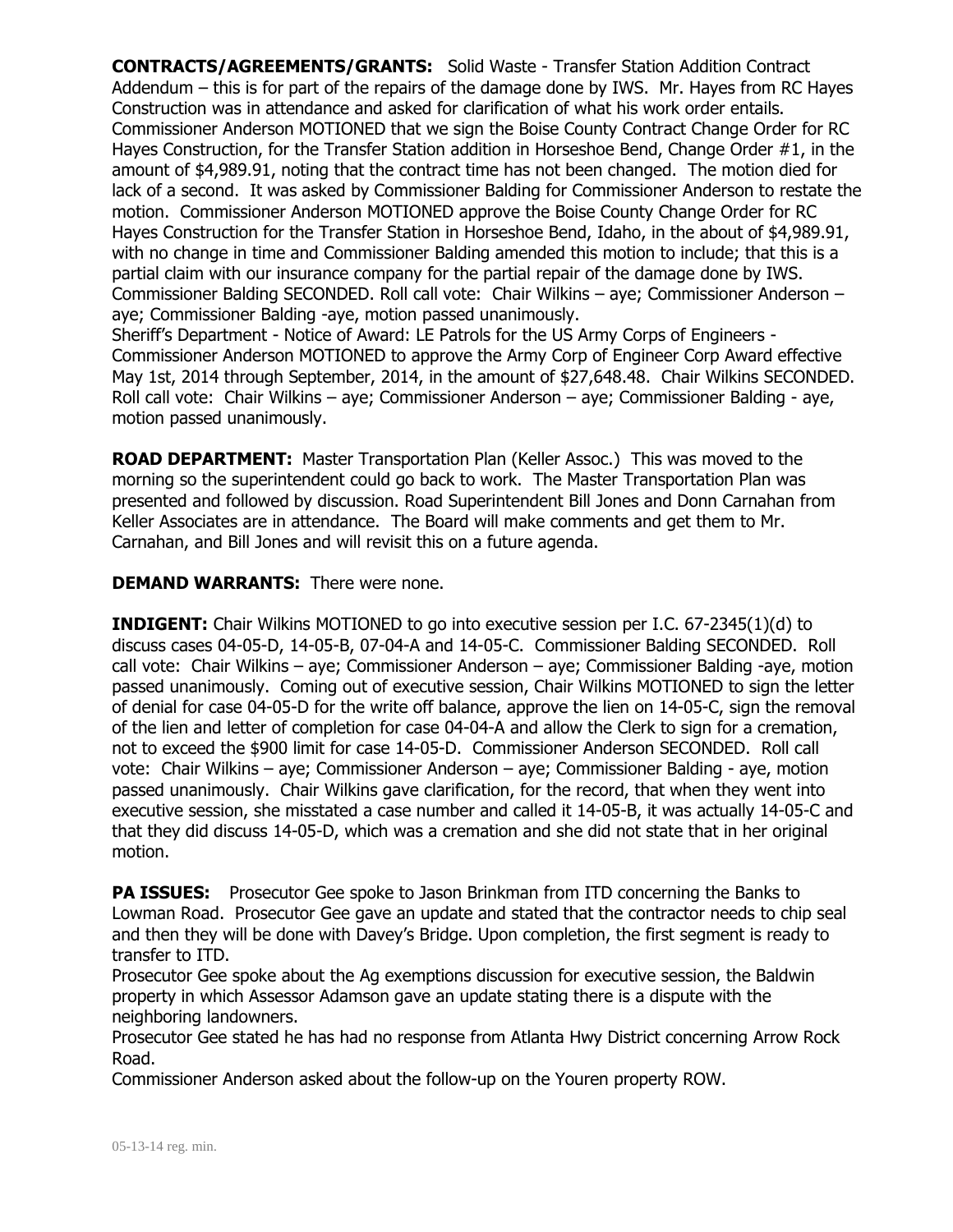**CONTRACTS/AGREEMENTS/GRANTS:** Solid Waste - Transfer Station Addition Contract Addendum – this is for part of the repairs of the damage done by IWS. Mr. Hayes from RC Hayes Construction was in attendance and asked for clarification of what his work order entails. Commissioner Anderson MOTIONED that we sign the Boise County Contract Change Order for RC Hayes Construction, for the Transfer Station addition in Horseshoe Bend, Change Order #1, in the amount of $4,989.91, noting that the contract time has not been changed. The motion died for lack of a second. It was asked by Commissioner Balding for Commissioner Anderson to restate the motion. Commissioner Anderson MOTIONED approve the Boise County Change Order for RC Hayes Construction for the Transfer Station in Horseshoe Bend, Idaho, in the about of $4,989.91, with no change in time and Commissioner Balding amended this motion to include; that this is a partial claim with our insurance company for the partial repair of the damage done by IWS. Commissioner Balding SECONDED. Roll call vote: Chair Wilkins – aye; Commissioner Anderson – aye; Commissioner Balding -aye, motion passed unanimously.
Sheriff's Department - Notice of Award: LE Patrols for the US Army Corps of Engineers - Commissioner Anderson MOTIONED to approve the Army Corp of Engineer Corp Award effective May 1st, 2014 through September, 2014, in the amount of $27,648.48. Chair Wilkins SECONDED. Roll call vote: Chair Wilkins – aye; Commissioner Anderson – aye; Commissioner Balding - aye, motion passed unanimously.

**ROAD DEPARTMENT:** Master Transportation Plan (Keller Assoc.) This was moved to the morning so the superintendent could go back to work. The Master Transportation Plan was presented and followed by discussion. Road Superintendent Bill Jones and Donn Carnahan from Keller Associates are in attendance. The Board will make comments and get them to Mr. Carnahan, and Bill Jones and will revisit this on a future agenda.

**DEMAND WARRANTS:** There were none.

**INDIGENT:** Chair Wilkins MOTIONED to go into executive session per I.C. 67-2345(1)(d) to discuss cases 04-05-D, 14-05-B, 07-04-A and 14-05-C. Commissioner Balding SECONDED. Roll call vote: Chair Wilkins – aye; Commissioner Anderson – aye; Commissioner Balding -aye, motion passed unanimously. Coming out of executive session, Chair Wilkins MOTIONED to sign the letter of denial for case 04-05-D for the write off balance, approve the lien on 14-05-C, sign the removal of the lien and letter of completion for case 04-04-A and allow the Clerk to sign for a cremation, not to exceed the $900 limit for case 14-05-D. Commissioner Anderson SECONDED. Roll call vote: Chair Wilkins – aye; Commissioner Anderson – aye; Commissioner Balding - aye, motion passed unanimously. Chair Wilkins gave clarification, for the record, that when they went into executive session, she misstated a case number and called it 14-05-B, it was actually 14-05-C and that they did discuss 14-05-D, which was a cremation and she did not state that in her original motion.

**PA ISSUES:** Prosecutor Gee spoke to Jason Brinkman from ITD concerning the Banks to Lowman Road. Prosecutor Gee gave an update and stated that the contractor needs to chip seal and then they will be done with Davey's Bridge. Upon completion, the first segment is ready to transfer to ITD.
Prosecutor Gee spoke about the Ag exemptions discussion for executive session, the Baldwin property in which Assessor Adamson gave an update stating there is a dispute with the neighboring landowners.
Prosecutor Gee stated he has had no response from Atlanta Hwy District concerning Arrow Rock Road.
Commissioner Anderson asked about the follow-up on the Youren property ROW.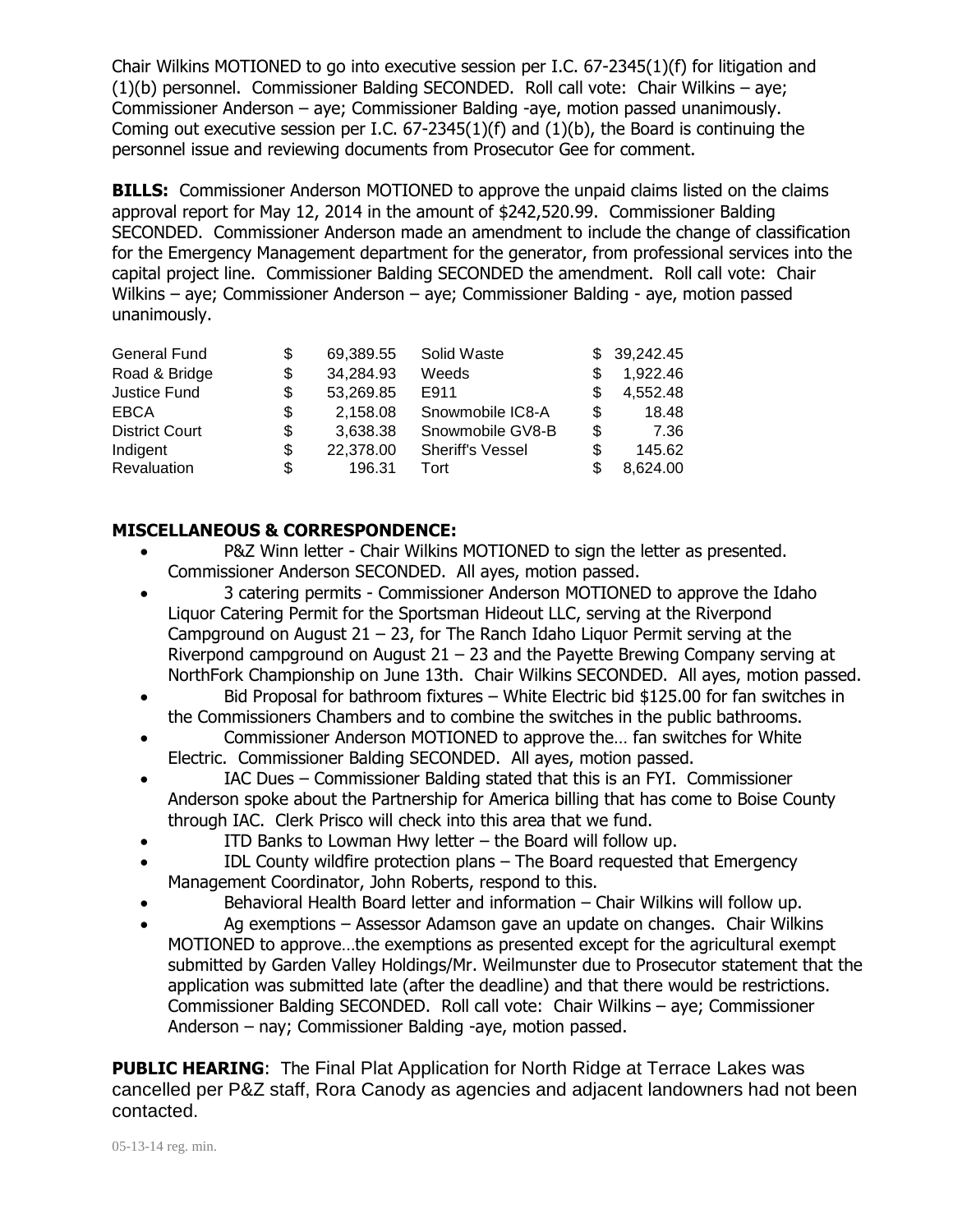Chair Wilkins MOTIONED to go into executive session per I.C. 67-2345(1)(f) for litigation and (1)(b) personnel. Commissioner Balding SECONDED. Roll call vote: Chair Wilkins – aye; Commissioner Anderson – aye; Commissioner Balding -aye, motion passed unanimously. Coming out executive session per I.C. 67-2345(1)(f) and (1)(b), the Board is continuing the personnel issue and reviewing documents from Prosecutor Gee for comment.

**BILLS:** Commissioner Anderson MOTIONED to approve the unpaid claims listed on the claims approval report for May 12, 2014 in the amount of $242,520.99. Commissioner Balding SECONDED. Commissioner Anderson made an amendment to include the change of classification for the Emergency Management department for the generator, from professional services into the capital project line. Commissioner Balding SECONDED the amendment. Roll call vote: Chair Wilkins – aye; Commissioner Anderson – aye; Commissioner Balding - aye, motion passed unanimously.

| | | | | | |
|---|---|---|---|---|---|
| General Fund | $ | 69,389.55 | Solid Waste | $ | 39,242.45 |
| Road & Bridge | $ | 34,284.93 | Weeds | $ | 1,922.46 |
| Justice Fund | $ | 53,269.85 | E911 | $ | 4,552.48 |
| EBCA | $ | 2,158.08 | Snowmobile IC8-A | $ | 18.48 |
| District Court | $ | 3,638.38 | Snowmobile GV8-B | $ | 7.36 |
| Indigent | $ | 22,378.00 | Sheriff's Vessel | $ | 145.62 |
| Revaluation | $ | 196.31 | Tort | $ | 8,624.00 |

**MISCELLANEOUS & CORRESPONDENCE:**

- P&Z Winn letter - Chair Wilkins MOTIONED to sign the letter as presented. Commissioner Anderson SECONDED. All ayes, motion passed.
- 3 catering permits - Commissioner Anderson MOTIONED to approve the Idaho Liquor Catering Permit for the Sportsman Hideout LLC, serving at the Riverpond Campground on August 21 – 23, for The Ranch Idaho Liquor Permit serving at the Riverpond campground on August 21 – 23 and the Payette Brewing Company serving at NorthFork Championship on June 13th. Chair Wilkins SECONDED. All ayes, motion passed.
- Bid Proposal for bathroom fixtures – White Electric bid $125.00 for fan switches in the Commissioners Chambers and to combine the switches in the public bathrooms.
- Commissioner Anderson MOTIONED to approve the… fan switches for White Electric. Commissioner Balding SECONDED. All ayes, motion passed.
- IAC Dues – Commissioner Balding stated that this is an FYI. Commissioner Anderson spoke about the Partnership for America billing that has come to Boise County through IAC. Clerk Prisco will check into this area that we fund.
- ITD Banks to Lowman Hwy letter – the Board will follow up.
- IDL County wildfire protection plans – The Board requested that Emergency Management Coordinator, John Roberts, respond to this.
- Behavioral Health Board letter and information – Chair Wilkins will follow up.
- Ag exemptions – Assessor Adamson gave an update on changes. Chair Wilkins MOTIONED to approve…the exemptions as presented except for the agricultural exempt submitted by Garden Valley Holdings/Mr. Weilmunster due to Prosecutor statement that the application was submitted late (after the deadline) and that there would be restrictions. Commissioner Balding SECONDED. Roll call vote: Chair Wilkins – aye; Commissioner Anderson – nay; Commissioner Balding -aye, motion passed.

**PUBLIC HEARING**: The Final Plat Application for North Ridge at Terrace Lakes was cancelled per P&Z staff, Rora Canody as agencies and adjacent landowners had not been contacted.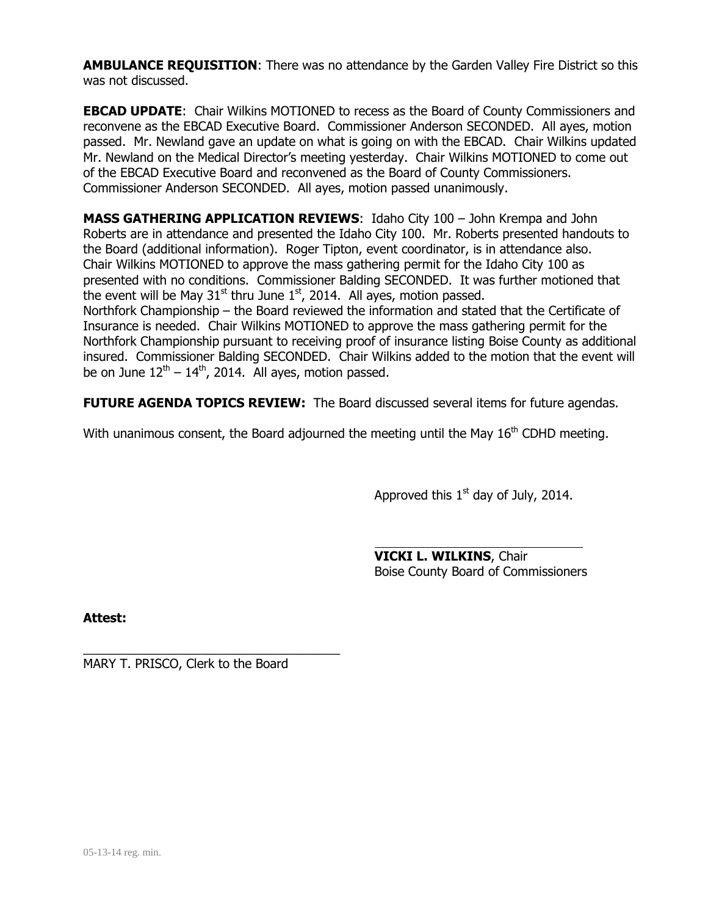**AMBULANCE REQUISITION**: There was no attendance by the Garden Valley Fire District so this was not discussed.

**EBCAD UPDATE**: Chair Wilkins MOTIONED to recess as the Board of County Commissioners and reconvene as the EBCAD Executive Board. Commissioner Anderson SECONDED. All ayes, motion passed. Mr. Newland gave an update on what is going on with the EBCAD. Chair Wilkins updated Mr. Newland on the Medical Director's meeting yesterday. Chair Wilkins MOTIONED to come out of the EBCAD Executive Board and reconvened as the Board of County Commissioners. Commissioner Anderson SECONDED. All ayes, motion passed unanimously.

**MASS GATHERING APPLICATION REVIEWS**: Idaho City 100 – John Krempa and John Roberts are in attendance and presented the Idaho City 100. Mr. Roberts presented handouts to the Board (additional information). Roger Tipton, event coordinator, is in attendance also. Chair Wilkins MOTIONED to approve the mass gathering permit for the Idaho City 100 as presented with no conditions. Commissioner Balding SECONDED. It was further motioned that the event will be May 31st thru June 1st, 2014. All ayes, motion passed.
Northfork Championship – the Board reviewed the information and stated that the Certificate of Insurance is needed. Chair Wilkins MOTIONED to approve the mass gathering permit for the Northfork Championship pursuant to receiving proof of insurance listing Boise County as additional insured. Commissioner Balding SECONDED. Chair Wilkins added to the motion that the event will be on June 12th – 14th, 2014. All ayes, motion passed.

**FUTURE AGENDA TOPICS REVIEW:** The Board discussed several items for future agendas.

With unanimous consent, the Board adjourned the meeting until the May 16th CDHD meeting.

Approved this 1st day of July, 2014.

**VICKI L. WILKINS**, Chair
Boise County Board of Commissioners

**Attest:**

MARY T. PRISCO, Clerk to the Board